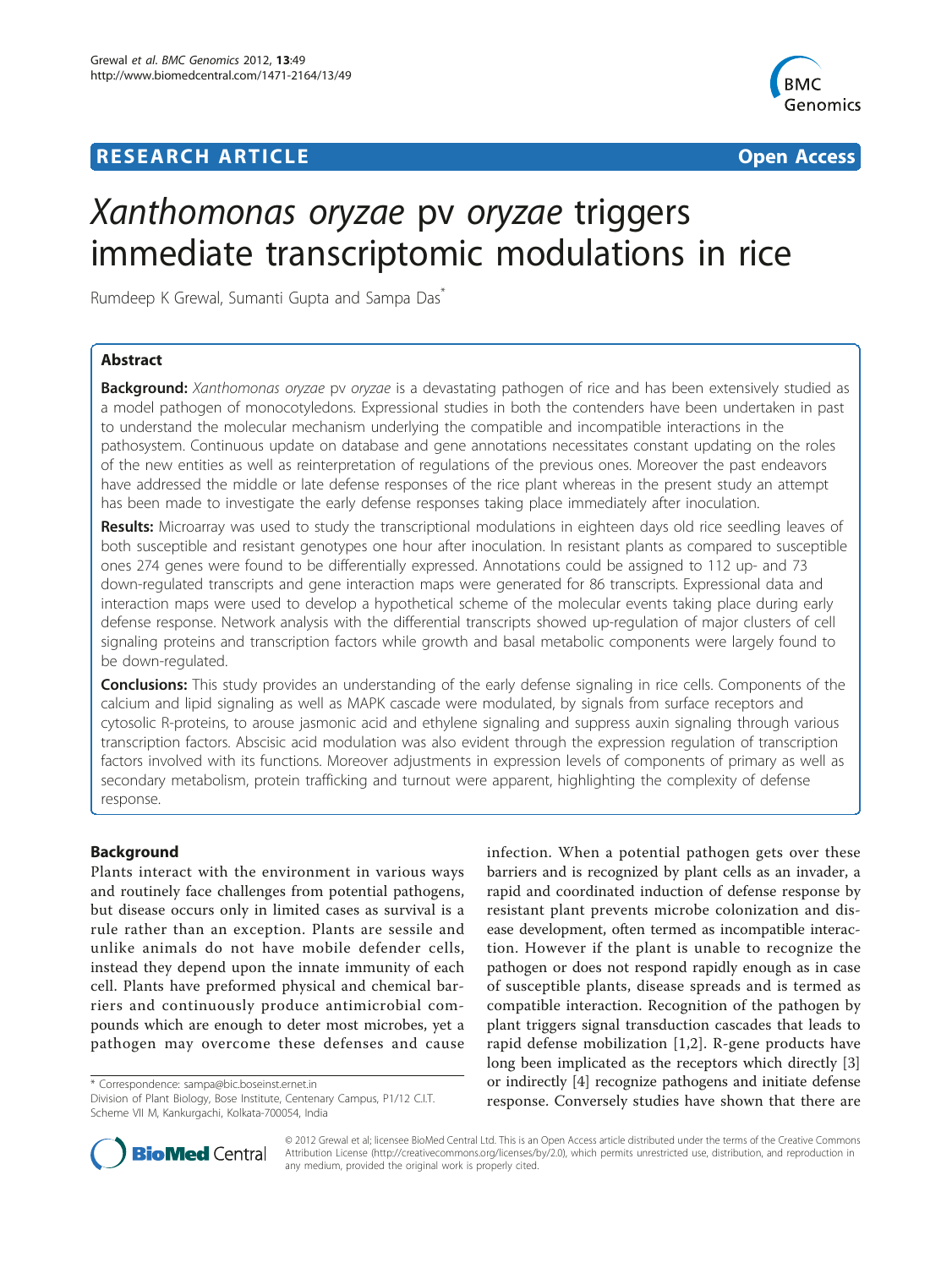RESEARCH ARTICLE Open Access

# *Xanthomonas oryzae* pv *oryzae* triggers immediate transcriptomic modulations in rice

Rumdeep K Grewal, Sumanti Gupta and Sampa Das[*]

## Abstract

**Background:** *Xanthomonas oryzae* pv *oryzae* is a devastating pathogen of rice and has been extensively studied as a model pathogen of monocotyledons. Expressional studies in both the contenders have been undertaken in past to understand the molecular mechanism underlying the compatible and incompatible interactions in the pathosystem. Continuous update on database and gene annotations necessitates constant updating on the roles of the new entities as well as reinterpretation of regulations of the previous ones. Moreover the past endeavors have addressed the middle or late defense responses of the rice plant whereas in the present study an attempt has been made to investigate the early defense responses taking place immediately after inoculation.

**Results:** Microarray was used to study the transcriptional modulations in eighteen days old rice seedling leaves of both susceptible and resistant genotypes one hour after inoculation. In resistant plants as compared to susceptible ones 274 genes were found to be differentially expressed. Annotations could be assigned to 112 up- and 73 down-regulated transcripts and gene interaction maps were generated for 86 transcripts. Expressional data and interaction maps were used to develop a hypothetical scheme of the molecular events taking place during early defense response. Network analysis with the differential transcripts showed up-regulation of major clusters of cell signaling proteins and transcription factors while growth and basal metabolic components were largely found to be down-regulated.

**Conclusions:** This study provides an understanding of the early defense signaling in rice cells. Components of the calcium and lipid signaling as well as MAPK cascade were modulated, by signals from surface receptors and cytosolic R-proteins, to arouse jasmonic acid and ethylene signaling and suppress auxin signaling through various transcription factors. Abscisic acid modulation was also evident through the expression regulation of transcription factors involved with its functions. Moreover adjustments in expression levels of components of primary as well as secondary metabolism, protein trafficking and turnout were apparent, highlighting the complexity of defense response.

## Background

Plants interact with the environment in various ways and routinely face challenges from potential pathogens, but disease occurs only in limited cases as survival is a rule rather than an exception. Plants are sessile and unlike animals do not have mobile defender cells, instead they depend upon the innate immunity of each cell. Plants have preformed physical and chemical barriers and continuously produce antimicrobial compounds which are enough to deter most microbes, yet a pathogen may overcome these defenses and cause infection. When a potential pathogen gets over these barriers and is recognized by plant cells as an invader, a rapid and coordinated induction of defense response by resistant plant prevents microbe colonization and disease development, often termed as incompatible interaction. However if the plant is unable to recognize the pathogen or does not respond rapidly enough as in case of susceptible plants, disease spreads and is termed as compatible interaction. Recognition of the pathogen by plant triggers signal transduction cascades that leads to rapid defense mobilization [1,2]. R-gene products have long been implicated as the receptors which directly [3] or indirectly [4] recognize pathogens and initiate defense response. Conversely studies have shown that there are

\* Correspondence: sampa@bic.boseinst.ernet.in
Division of Plant Biology, Bose Institute, Centenary Campus, P1/12 C.I.T. Scheme VII M, Kankurgachi, Kolkata-700054, India

© 2012 Grewal et al; licensee BioMed Central Ltd. This is an Open Access article distributed under the terms of the Creative Commons Attribution License (http://creativecommons.org/licenses/by/2.0), which permits unrestricted use, distribution, and reproduction in any medium, provided the original work is properly cited.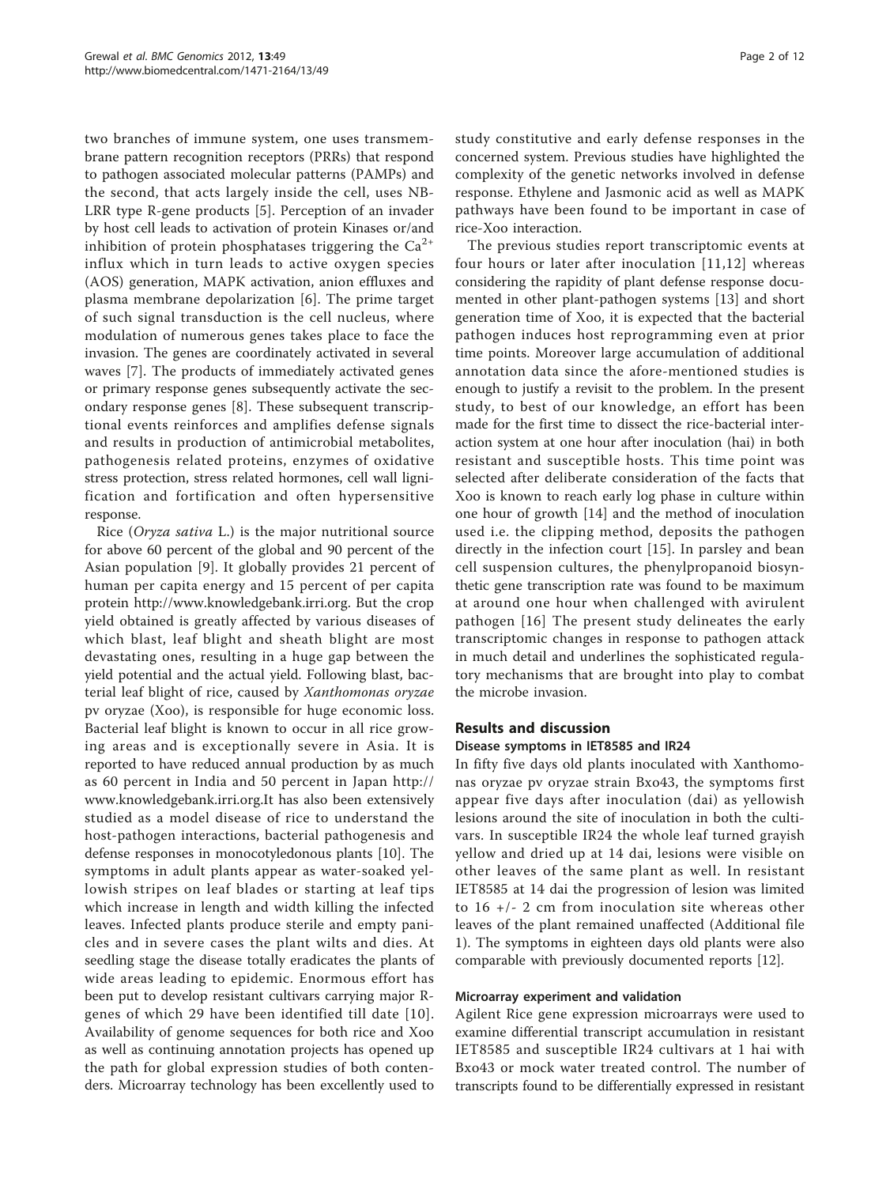two branches of immune system, one uses transmembrane pattern recognition receptors (PRRs) that respond to pathogen associated molecular patterns (PAMPs) and the second, that acts largely inside the cell, uses NB-LRR type R-gene products [5]. Perception of an invader by host cell leads to activation of protein Kinases or/and inhibition of protein phosphatases triggering the $Ca^{2+}$ influx which in turn leads to active oxygen species (AOS) generation, MAPK activation, anion effluxes and plasma membrane depolarization [6]. The prime target of such signal transduction is the cell nucleus, where modulation of numerous genes takes place to face the invasion. The genes are coordinately activated in several waves [7]. The products of immediately activated genes or primary response genes subsequently activate the secondary response genes [8]. These subsequent transcriptional events reinforces and amplifies defense signals and results in production of antimicrobial metabolites, pathogenesis related proteins, enzymes of oxidative stress protection, stress related hormones, cell wall lignification and fortification and often hypersensitive response.

Rice (*Oryza sativa* L.) is the major nutritional source for above 60 percent of the global and 90 percent of the Asian population [9]. It globally provides 21 percent of human per capita energy and 15 percent of per capita protein http://www.knowledgebank.irri.org. But the crop yield obtained is greatly affected by various diseases of which blast, leaf blight and sheath blight are most devastating ones, resulting in a huge gap between the yield potential and the actual yield. Following blast, bacterial leaf blight of rice, caused by *Xanthomonas oryzae* pv oryzae (Xoo), is responsible for huge economic loss. Bacterial leaf blight is known to occur in all rice growing areas and is exceptionally severe in Asia. It is reported to have reduced annual production by as much as 60 percent in India and 50 percent in Japan http://www.knowledgebank.irri.org.It has also been extensively studied as a model disease of rice to understand the host-pathogen interactions, bacterial pathogenesis and defense responses in monocotyledonous plants [10]. The symptoms in adult plants appear as water-soaked yellowish stripes on leaf blades or starting at leaf tips which increase in length and width killing the infected leaves. Infected plants produce sterile and empty panicles and in severe cases the plant wilts and dies. At seedling stage the disease totally eradicates the plants of wide areas leading to epidemic. Enormous effort has been put to develop resistant cultivars carrying major R-genes of which 29 have been identified till date [10]. Availability of genome sequences for both rice and Xoo as well as continuing annotation projects has opened up the path for global expression studies of both contenders. Microarray technology has been excellently used to study constitutive and early defense responses in the concerned system. Previous studies have highlighted the complexity of the genetic networks involved in defense response. Ethylene and Jasmonic acid as well as MAPK pathways have been found to be important in case of rice-Xoo interaction.

The previous studies report transcriptomic events at four hours or later after inoculation [11,12] whereas considering the rapidity of plant defense response documented in other plant-pathogen systems [13] and short generation time of Xoo, it is expected that the bacterial pathogen induces host reprogramming even at prior time points. Moreover large accumulation of additional annotation data since the afore-mentioned studies is enough to justify a revisit to the problem. In the present study, to best of our knowledge, an effort has been made for the first time to dissect the rice-bacterial interaction system at one hour after inoculation (hai) in both resistant and susceptible hosts. This time point was selected after deliberate consideration of the facts that Xoo is known to reach early log phase in culture within one hour of growth [14] and the method of inoculation used i.e. the clipping method, deposits the pathogen directly in the infection court [15]. In parsley and bean cell suspension cultures, the phenylpropanoid biosynthetic gene transcription rate was found to be maximum at around one hour when challenged with avirulent pathogen [16] The present study delineates the early transcriptomic changes in response to pathogen attack in much detail and underlines the sophisticated regulatory mechanisms that are brought into play to combat the microbe invasion.

## Results and discussion

### Disease symptoms in IET8585 and IR24

In fifty five days old plants inoculated with Xanthomonas oryzae pv oryzae strain Bxo43, the symptoms first appear five days after inoculation (dai) as yellowish lesions around the site of inoculation in both the cultivars. In susceptible IR24 the whole leaf turned grayish yellow and dried up at 14 dai, lesions were visible on other leaves of the same plant as well. In resistant IET8585 at 14 dai the progression of lesion was limited to 16 +/- 2 cm from inoculation site whereas other leaves of the plant remained unaffected (Additional file 1). The symptoms in eighteen days old plants were also comparable with previously documented reports [12].

### Microarray experiment and validation

Agilent Rice gene expression microarrays were used to examine differential transcript accumulation in resistant IET8585 and susceptible IR24 cultivars at 1 hai with Bxo43 or mock water treated control. The number of transcripts found to be differentially expressed in resistant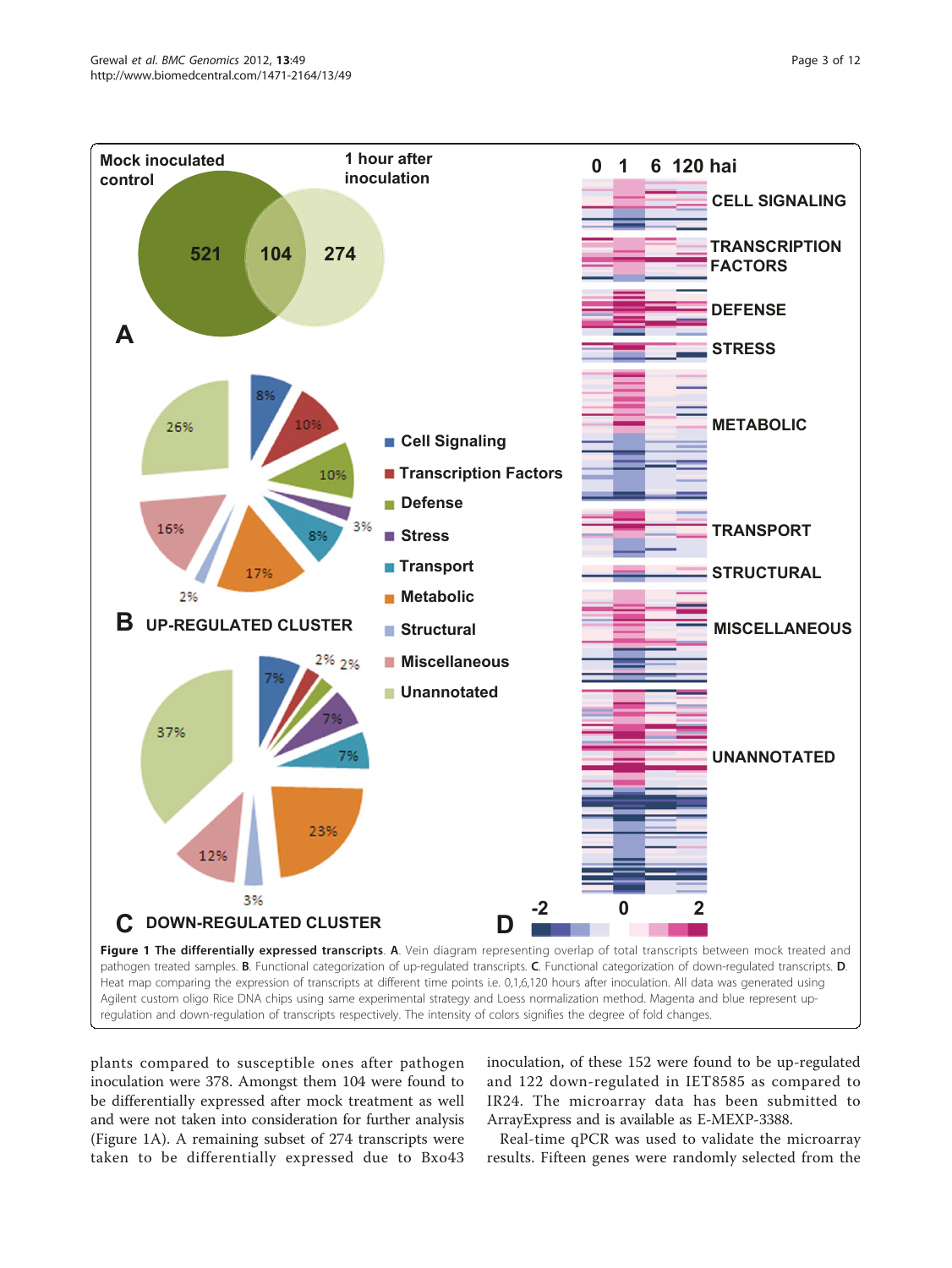**Figure 1 The differentially expressed transcripts. A**. Vein diagram representing overlap of total transcripts between mock treated and pathogen treated samples. **B**. Functional categorization of up-regulated transcripts. **C**. Functional categorization of down-regulated transcripts. **D**. Heat map comparing the expression of transcripts at different time points i.e. 0,1,6,120 hours after inoculation. All data was generated using Agilent custom oligo Rice DNA chips using same experimental strategy and Loess normalization method. Magenta and blue represent up-regulation and down-regulation of transcripts respectively. The intensity of colors signifies the degree of fold changes.

plants compared to susceptible ones after pathogen inoculation were 378. Amongst them 104 were found to be differentially expressed after mock treatment as well and were not taken into consideration for further analysis (Figure 1A). A remaining subset of 274 transcripts were taken to be differentially expressed due to Bxo43 inoculation, of these 152 were found to be up-regulated and 122 down-regulated in IET8585 as compared to IR24. The microarray data has been submitted to ArrayExpress and is available as E-MEXP-3388.

Real-time qPCR was used to validate the microarray results. Fifteen genes were randomly selected from the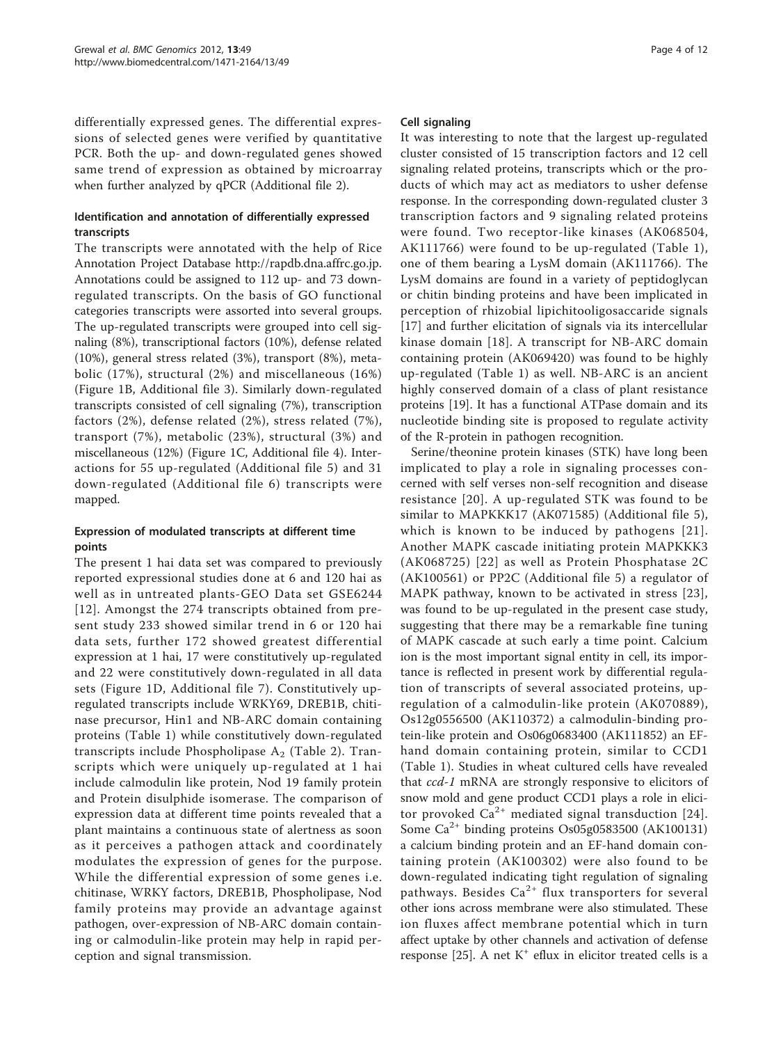differentially expressed genes. The differential expressions of selected genes were verified by quantitative PCR. Both the up- and down-regulated genes showed same trend of expression as obtained by microarray when further analyzed by qPCR (Additional file 2).

### Identification and annotation of differentially expressed transcripts

The transcripts were annotated with the help of Rice Annotation Project Database http://rapdb.dna.affrc.go.jp. Annotations could be assigned to 112 up- and 73 down-regulated transcripts. On the basis of GO functional categories transcripts were assorted into several groups. The up-regulated transcripts were grouped into cell signaling (8%), transcriptional factors (10%), defense related (10%), general stress related (3%), transport (8%), metabolic (17%), structural (2%) and miscellaneous (16%) (Figure 1B, Additional file 3). Similarly down-regulated transcripts consisted of cell signaling (7%), transcription factors (2%), defense related (2%), stress related (7%), transport (7%), metabolic (23%), structural (3%) and miscellaneous (12%) (Figure 1C, Additional file 4). Interactions for 55 up-regulated (Additional file 5) and 31 down-regulated (Additional file 6) transcripts were mapped.

### Expression of modulated transcripts at different time points

The present 1 hai data set was compared to previously reported expressional studies done at 6 and 120 hai as well as in untreated plants-GEO Data set GSE6244 [12]. Amongst the 274 transcripts obtained from present study 233 showed similar trend in 6 or 120 hai data sets, further 172 showed greatest differential expression at 1 hai, 17 were constitutively up-regulated and 22 were constitutively down-regulated in all data sets (Figure 1D, Additional file 7). Constitutively up-regulated transcripts include WRKY69, DREB1B, chitinase precursor, Hin1 and NB-ARC domain containing proteins (Table 1) while constitutively down-regulated transcripts include Phospholipase $A_2$ (Table 2). Transcripts which were uniquely up-regulated at 1 hai include calmodulin like protein, Nod 19 family protein and Protein disulphide isomerase. The comparison of expression data at different time points revealed that a plant maintains a continuous state of alertness as soon as it perceives a pathogen attack and coordinately modulates the expression of genes for the purpose. While the differential expression of some genes i.e. chitinase, WRKY factors, DREB1B, Phospholipase, Nod family proteins may provide an advantage against pathogen, over-expression of NB-ARC domain containing or calmodulin-like protein may help in rapid perception and signal transmission.

### Cell signaling

It was interesting to note that the largest up-regulated cluster consisted of 15 transcription factors and 12 cell signaling related proteins, transcripts which or the products of which may act as mediators to usher defense response. In the corresponding down-regulated cluster 3 transcription factors and 9 signaling related proteins were found. Two receptor-like kinases (AK068504, AK111766) were found to be up-regulated (Table 1), one of them bearing a LysM domain (AK111766). The LysM domains are found in a variety of peptidoglycan or chitin binding proteins and have been implicated in perception of rhizobial lipichitooligosaccaride signals [17] and further elicitation of signals via its intercellular kinase domain [18]. A transcript for NB-ARC domain containing protein (AK069420) was found to be highly up-regulated (Table 1) as well. NB-ARC is an ancient highly conserved domain of a class of plant resistance proteins [19]. It has a functional ATPase domain and its nucleotide binding site is proposed to regulate activity of the R-protein in pathogen recognition.

Serine/theonine protein kinases (STK) have long been implicated to play a role in signaling processes concerned with self verses non-self recognition and disease resistance [20]. A up-regulated STK was found to be similar to MAPKKK17 (AK071585) (Additional file 5), which is known to be induced by pathogens [21]. Another MAPK cascade initiating protein MAPKKK3 (AK068725) [22] as well as Protein Phosphatase 2C (AK100561) or PP2C (Additional file 5) a regulator of MAPK pathway, known to be activated in stress [23], was found to be up-regulated in the present case study, suggesting that there may be a remarkable fine tuning of MAPK cascade at such early a time point. Calcium ion is the most important signal entity in cell, its importance is reflected in present work by differential regulation of transcripts of several associated proteins, up-regulation of a calmodulin-like protein (AK070889), Os12g0556500 (AK110372) a calmodulin-binding protein-like protein and Os06g0683400 (AK111852) an EF-hand domain containing protein, similar to CCD1 (Table 1). Studies in wheat cultured cells have revealed that *ccd-1* mRNA are strongly responsive to elicitors of snow mold and gene product CCD1 plays a role in elicitor provoked $Ca^{2+}$ mediated signal transduction [24]. Some $Ca^{2+}$ binding proteins Os05g0583500 (AK100131) a calcium binding protein and an EF-hand domain containing protein (AK100302) were also found to be down-regulated indicating tight regulation of signaling pathways. Besides $Ca^{2+}$ flux transporters for several other ions across membrane were also stimulated. These ion fluxes affect membrane potential which in turn affect uptake by other channels and activation of defense response [25]. A net $K^{+}$ efflux in elicitor treated cells is a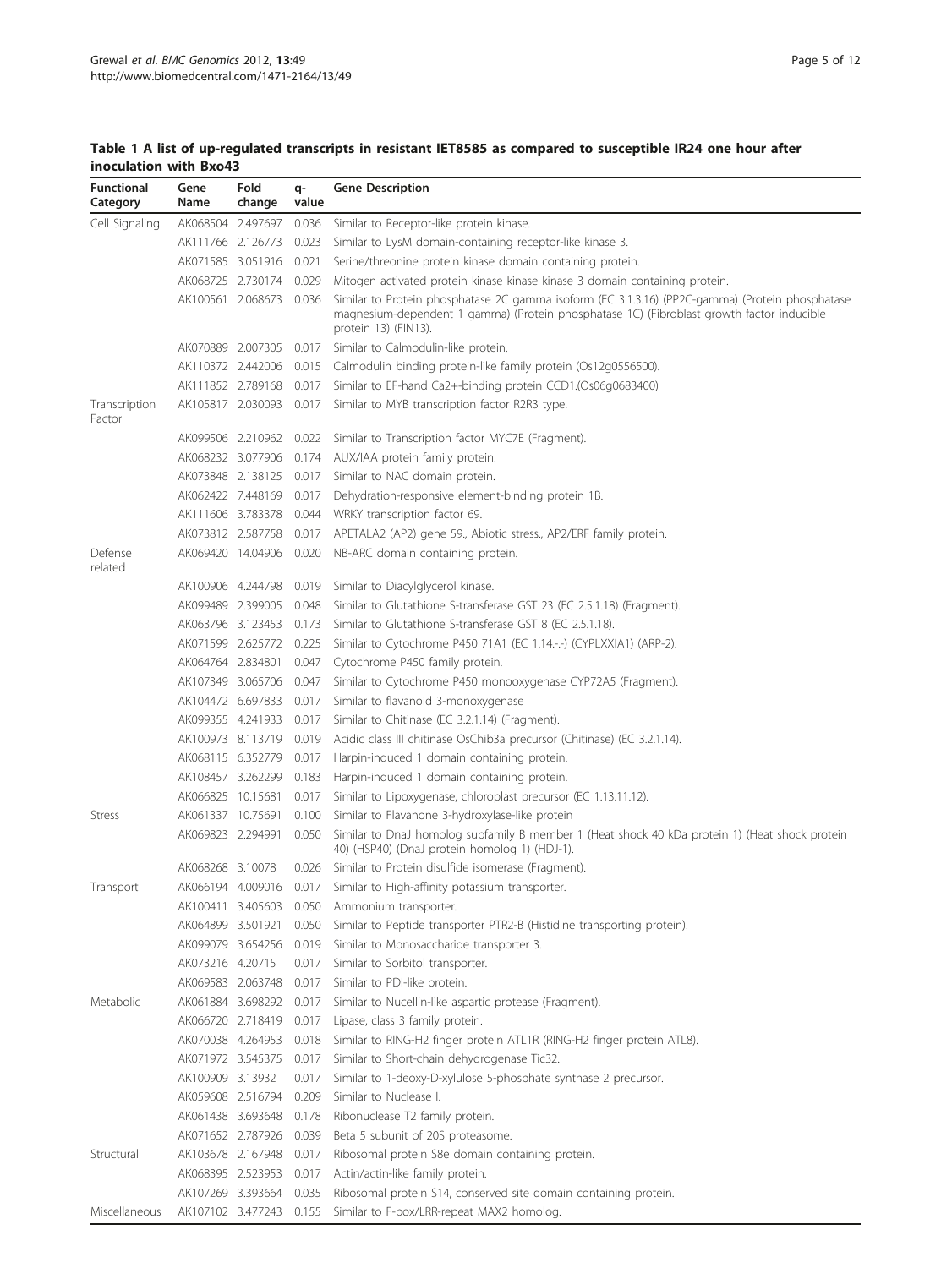**Table 1 A list of up-regulated transcripts in resistant IET8585 as compared to susceptible IR24 one hour after inoculation with Bxo43**

| Functional Category | Gene Name | Fold change | q-value | Gene Description |
|---|---|---|---|---|
| Cell Signaling | AK068504 | 2.497697 | 0.036 | Similar to Receptor-like protein kinase. |
| | AK111766 | 2.126773 | 0.023 | Similar to LysM domain-containing receptor-like kinase 3. |
| | AK071585 | 3.051916 | 0.021 | Serine/threonine protein kinase domain containing protein. |
| | AK068725 | 2.730174 | 0.029 | Mitogen activated protein kinase kinase kinase 3 domain containing protein. |
| | AK100561 | 2.068673 | 0.036 | Similar to Protein phosphatase 2C gamma isoform (EC 3.1.3.16) (PP2C-gamma) (Protein phosphatase magnesium-dependent 1 gamma) (Protein phosphatase 1C) (Fibroblast growth factor inducible protein 13) (FIN13). |
| | AK070889 | 2.007305 | 0.017 | Similar to Calmodulin-like protein. |
| | AK110372 | 2.442006 | 0.015 | Calmodulin binding protein-like family protein (Os12g0556500). |
| | AK111852 | 2.789168 | 0.017 | Similar to EF-hand Ca2+-binding protein CCD1.(Os06g0683400) |
| Transcription Factor | AK105817 | 2.030093 | 0.017 | Similar to MYB transcription factor R2R3 type. |
| | AK099506 | 2.210962 | 0.022 | Similar to Transcription factor MYC7E (Fragment). |
| | AK068232 | 3.077906 | 0.174 | AUX/IAA protein family protein. |
| | AK073848 | 2.138125 | 0.017 | Similar to NAC domain protein. |
| | AK062422 | 7.448169 | 0.017 | Dehydration-responsive element-binding protein 1B. |
| | AK111606 | 3.783378 | 0.044 | WRKY transcription factor 69. |
| | AK073812 | 2.587758 | 0.017 | APETALA2 (AP2) gene 59., Abiotic stress., AP2/ERF family protein. |
| Defense related | AK069420 | 14.04906 | 0.020 | NB-ARC domain containing protein. |
| | AK100906 | 4.244798 | 0.019 | Similar to Diacylglycerol kinase. |
| | AK099489 | 2.399005 | 0.048 | Similar to Glutathione S-transferase GST 23 (EC 2.5.1.18) (Fragment). |
| | AK063796 | 3.123453 | 0.173 | Similar to Glutathione S-transferase GST 8 (EC 2.5.1.18). |
| | AK071599 | 2.625772 | 0.225 | Similar to Cytochrome P450 71A1 (EC 1.14.-.-) (CYPLXXIA1) (ARP-2). |
| | AK064764 | 2.834801 | 0.047 | Cytochrome P450 family protein. |
| | AK107349 | 3.065706 | 0.047 | Similar to Cytochrome P450 monooxygenase CYP72A5 (Fragment). |
| | AK104472 | 6.697833 | 0.017 | Similar to flavanoid 3-monoxygenase |
| | AK099355 | 4.241933 | 0.017 | Similar to Chitinase (EC 3.2.1.14) (Fragment). |
| | AK100973 | 8.113719 | 0.019 | Acidic class III chitinase OsChib3a precursor (Chitinase) (EC 3.2.1.14). |
| | AK068115 | 6.352779 | 0.017 | Harpin-induced 1 domain containing protein. |
| | AK108457 | 3.262299 | 0.183 | Harpin-induced 1 domain containing protein. |
| | AK066825 | 10.15681 | 0.017 | Similar to Lipoxygenase, chloroplast precursor (EC 1.13.11.12). |
| Stress | AK061337 | 10.75691 | 0.100 | Similar to Flavanone 3-hydroxylase-like protein |
| | AK069823 | 2.294991 | 0.050 | Similar to DnaJ homolog subfamily B member 1 (Heat shock 40 kDa protein 1) (Heat shock protein 40) (HSP40) (DnaJ protein homolog 1) (HDJ-1). |
| | AK068268 | 3.10078 | 0.026 | Similar to Protein disulfide isomerase (Fragment). |
| Transport | AK066194 | 4.009016 | 0.017 | Similar to High-affinity potassium transporter. |
| | AK100411 | 3.405603 | 0.050 | Ammonium transporter. |
| | AK064899 | 3.501921 | 0.050 | Similar to Peptide transporter PTR2-B (Histidine transporting protein). |
| | AK099079 | 3.654256 | 0.019 | Similar to Monosaccharide transporter 3. |
| | AK073216 | 4.20715 | 0.017 | Similar to Sorbitol transporter. |
| | AK069583 | 2.063748 | 0.017 | Similar to PDI-like protein. |
| Metabolic | AK061884 | 3.698292 | 0.017 | Similar to Nucellin-like aspartic protease (Fragment). |
| | AK066720 | 2.718419 | 0.017 | Lipase, class 3 family protein. |
| | AK070038 | 4.264953 | 0.018 | Similar to RING-H2 finger protein ATL1R (RING-H2 finger protein ATL8). |
| | AK071972 | 3.545375 | 0.017 | Similar to Short-chain dehydrogenase Tic32. |
| | AK100909 | 3.13932 | 0.017 | Similar to 1-deoxy-D-xylulose 5-phosphate synthase 2 precursor. |
| | AK059608 | 2.516794 | 0.209 | Similar to Nuclease I. |
| | AK061438 | 3.693648 | 0.178 | Ribonuclease T2 family protein. |
| | AK071652 | 2.787926 | 0.039 | Beta 5 subunit of 20S proteasome. |
| Structural | AK103678 | 2.167948 | 0.017 | Ribosomal protein S8e domain containing protein. |
| | AK068395 | 2.523953 | 0.017 | Actin/actin-like family protein. |
| | AK107269 | 3.393664 | 0.035 | Ribosomal protein S14, conserved site domain containing protein. |
| Miscellaneous | AK107102 | 3.477243 | 0.155 | Similar to F-box/LRR-repeat MAX2 homolog. |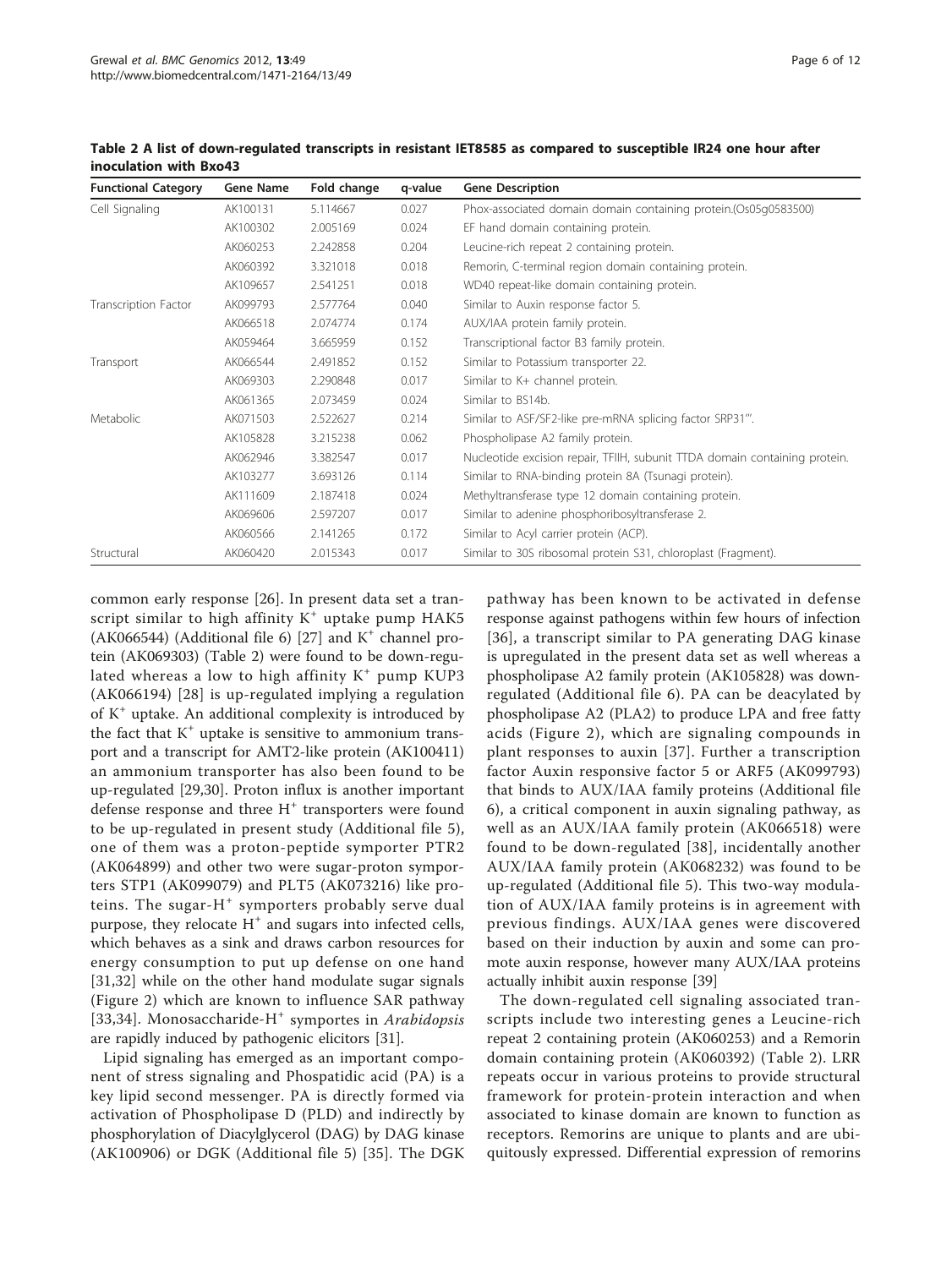**Table 2 A list of down-regulated transcripts in resistant IET8585 as compared to susceptible IR24 one hour after inoculation with Bxo43**

| Functional Category | Gene Name | Fold change | q-value | Gene Description |
|---|---|---|---|---|
| Cell Signaling | AK100131 | 5.114667 | 0.027 | Phox-associated domain domain containing protein.(Os05g0583500) |
| | AK100302 | 2.005169 | 0.024 | EF hand domain containing protein. |
| | AK060253 | 2.242858 | 0.204 | Leucine-rich repeat 2 containing protein. |
| | AK060392 | 3.321018 | 0.018 | Remorin, C-terminal region domain containing protein. |
| | AK109657 | 2.541251 | 0.018 | WD40 repeat-like domain containing protein. |
| Transcription Factor | AK099793 | 2.577764 | 0.040 | Similar to Auxin response factor 5. |
| | AK066518 | 2.074774 | 0.174 | AUX/IAA protein family protein. |
| | AK059464 | 3.665959 | 0.152 | Transcriptional factor B3 family protein. |
| Transport | AK066544 | 2.491852 | 0.152 | Similar to Potassium transporter 22. |
| | AK069303 | 2.290848 | 0.017 | Similar to K+ channel protein. |
| | AK061365 | 2.073459 | 0.024 | Similar to BS14b. |
| Metabolic | AK071503 | 2.522627 | 0.214 | Similar to ASF/SF2-like pre-mRNA splicing factor SRP31"'. |
| | AK105828 | 3.215238 | 0.062 | Phospholipase A2 family protein. |
| | AK062946 | 3.382547 | 0.017 | Nucleotide excision repair, TFIIH, subunit TTDA domain containing protein. |
| | AK103277 | 3.693126 | 0.114 | Similar to RNA-binding protein 8A (Tsunagi protein). |
| | AK111609 | 2.187418 | 0.024 | Methyltransferase type 12 domain containing protein. |
| | AK069606 | 2.597207 | 0.017 | Similar to adenine phosphoribosyltransferase 2. |
| | AK060566 | 2.141265 | 0.172 | Similar to Acyl carrier protein (ACP). |
| Structural | AK060420 | 2.015343 | 0.017 | Similar to 30S ribosomal protein S31, chloroplast (Fragment). |

common early response [26]. In present data set a transcript similar to high affinity $K^+$ uptake pump HAK5 (AK066544) (Additional file 6) [27] and $K^+$ channel protein (AK069303) (Table 2) were found to be down-regulated whereas a low to high affinity $K^+$ pump KUP3 (AK066194) [28] is up-regulated implying a regulation of $K^+$ uptake. An additional complexity is introduced by the fact that $K^+$ uptake is sensitive to ammonium transport and a transcript for AMT2-like protein (AK100411) an ammonium transporter has also been found to be up-regulated [29,30]. Proton influx is another important defense response and three $H^+$ transporters were found to be up-regulated in present study (Additional file 5), one of them was a proton-peptide symporter PTR2 (AK064899) and other two were sugar-proton symporters STP1 (AK099079) and PLT5 (AK073216) like proteins. The sugar-$H^+$ symporters probably serve dual purpose, they relocate $H^+$ and sugars into infected cells, which behaves as a sink and draws carbon resources for energy consumption to put up defense on one hand [31,32] while on the other hand modulate sugar signals (Figure 2) which are known to influence SAR pathway [33,34]. Monosaccharide-$H^+$ symportes in *Arabidopsis* are rapidly induced by pathogenic elicitors [31].

Lipid signaling has emerged as an important component of stress signaling and Phospatidic acid (PA) is a key lipid second messenger. PA is directly formed via activation of Phospholipase D (PLD) and indirectly by phosphorylation of Diacylglycerol (DAG) by DAG kinase (AK100906) or DGK (Additional file 5) [35]. The DGK pathway has been known to be activated in defense response against pathogens within few hours of infection [36], a transcript similar to PA generating DAG kinase is upregulated in the present data set as well whereas a phospholipase A2 family protein (AK105828) was down-regulated (Additional file 6). PA can be deacylated by phospholipase A2 (PLA2) to produce LPA and free fatty acids (Figure 2), which are signaling compounds in plant responses to auxin [37]. Further a transcription factor Auxin responsive factor 5 or ARF5 (AK099793) that binds to AUX/IAA family proteins (Additional file 6), a critical component in auxin signaling pathway, as well as an AUX/IAA family protein (AK066518) were found to be down-regulated [38], incidentally another AUX/IAA family protein (AK068232) was found to be up-regulated (Additional file 5). This two-way modulation of AUX/IAA family proteins is in agreement with previous findings. AUX/IAA genes were discovered based on their induction by auxin and some can promote auxin response, however many AUX/IAA proteins actually inhibit auxin response [39]

The down-regulated cell signaling associated transcripts include two interesting genes a Leucine-rich repeat 2 containing protein (AK060253) and a Remorin domain containing protein (AK060392) (Table 2). LRR repeats occur in various proteins to provide structural framework for protein-protein interaction and when associated to kinase domain are known to function as receptors. Remorins are unique to plants and are ubiquitously expressed. Differential expression of remorins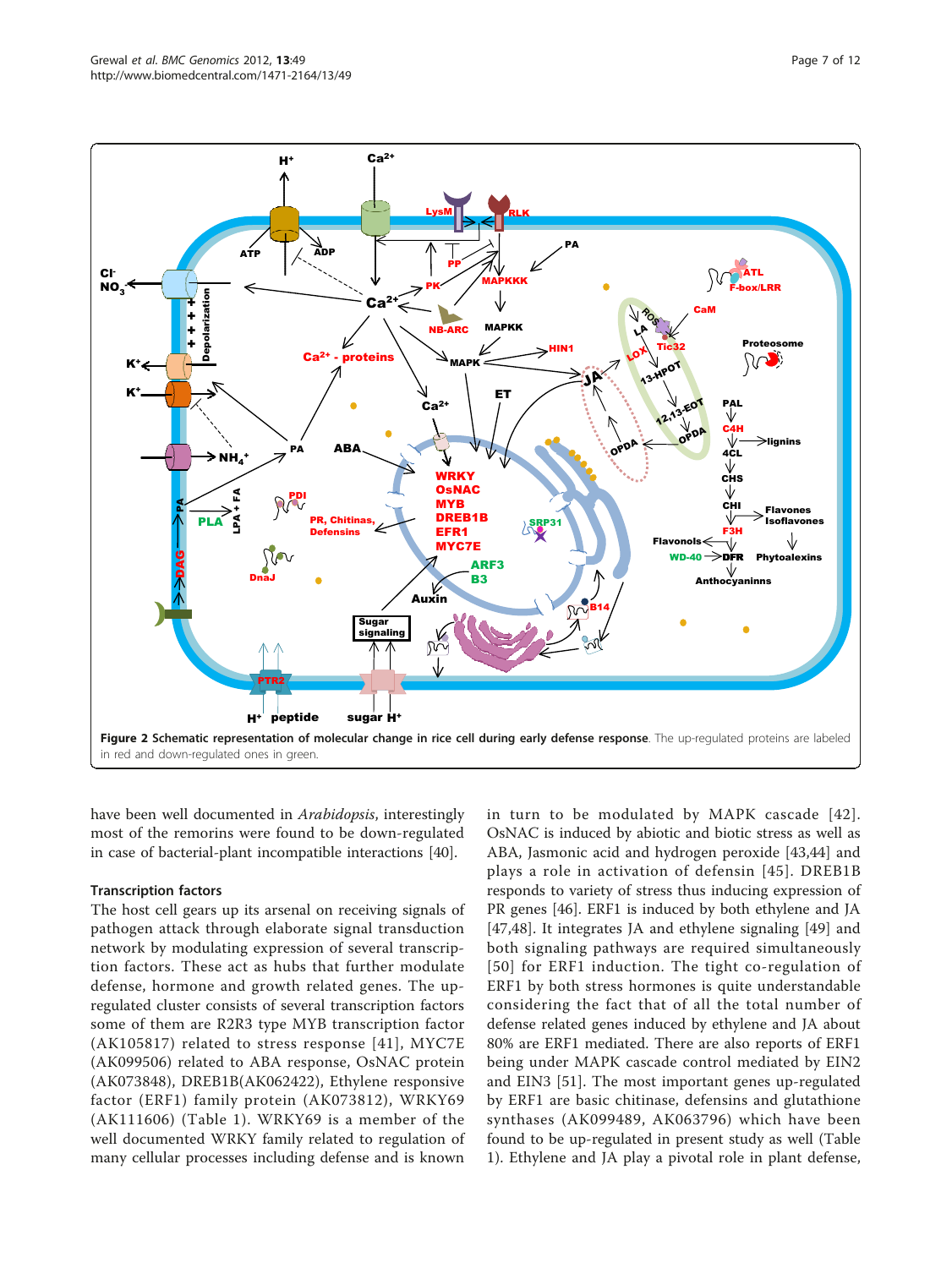**Figure 2 Schematic representation of molecular change in rice cell during early defense response**. The up-regulated proteins are labeled in red and down-regulated ones in green.

have been well documented in *Arabidopsis*, interestingly most of the remorins were found to be down-regulated in case of bacterial-plant incompatible interactions [40].

### Transcription factors

The host cell gears up its arsenal on receiving signals of pathogen attack through elaborate signal transduction network by modulating expression of several transcription factors. These act as hubs that further modulate defense, hormone and growth related genes. The up-regulated cluster consists of several transcription factors some of them are R2R3 type MYB transcription factor (AK105817) related to stress response [41], MYC7E (AK099506) related to ABA response, OsNAC protein (AK073848), DREB1B(AK062422), Ethylene responsive factor (ERF1) family protein (AK073812), WRKY69 (AK111606) (Table 1). WRKY69 is a member of the well documented WRKY family related to regulation of many cellular processes including defense and is known in turn to be modulated by MAPK cascade [42]. OsNAC is induced by abiotic and biotic stress as well as ABA, Jasmonic acid and hydrogen peroxide [43,44] and plays a role in activation of defensin [45]. DREB1B responds to variety of stress thus inducing expression of PR genes [46]. ERF1 is induced by both ethylene and JA [47,48]. It integrates JA and ethylene signaling [49] and both signaling pathways are required simultaneously [50] for ERF1 induction. The tight co-regulation of ERF1 by both stress hormones is quite understandable considering the fact that of all the total number of defense related genes induced by ethylene and JA about 80% are ERF1 mediated. There are also reports of ERF1 being under MAPK cascade control mediated by EIN2 and EIN3 [51]. The most important genes up-regulated by ERF1 are basic chitinase, defensins and glutathione synthases (AK099489, AK063796) which have been found to be up-regulated in present study as well (Table 1). Ethylene and JA play a pivotal role in plant defense,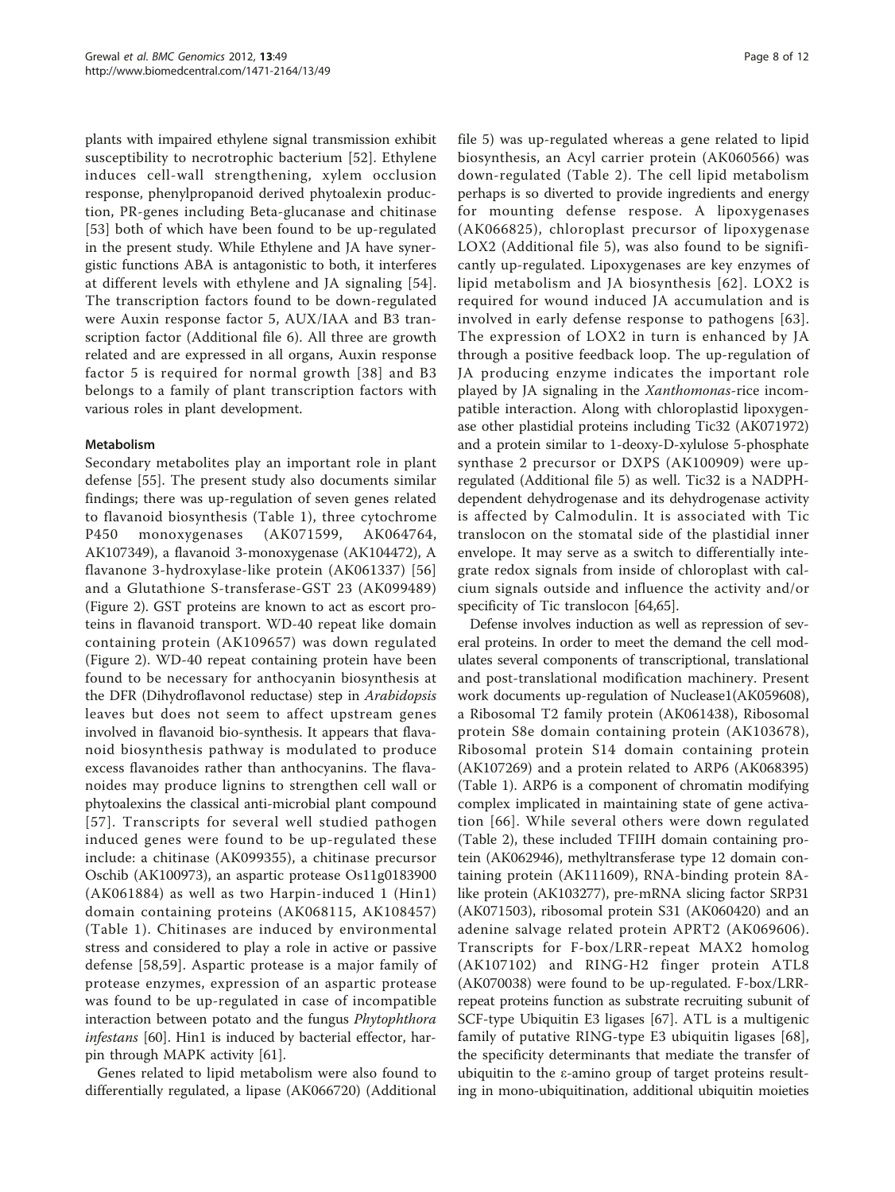plants with impaired ethylene signal transmission exhibit susceptibility to necrotrophic bacterium [52]. Ethylene induces cell-wall strengthening, xylem occlusion response, phenylpropanoid derived phytoalexin production, PR-genes including Beta-glucanase and chitinase [53] both of which have been found to be up-regulated in the present study. While Ethylene and JA have synergistic functions ABA is antagonistic to both, it interferes at different levels with ethylene and JA signaling [54]. The transcription factors found to be down-regulated were Auxin response factor 5, AUX/IAA and B3 transcription factor (Additional file 6). All three are growth related and are expressed in all organs, Auxin response factor 5 is required for normal growth [38] and B3 belongs to a family of plant transcription factors with various roles in plant development.

### Metabolism

Secondary metabolites play an important role in plant defense [55]. The present study also documents similar findings; there was up-regulation of seven genes related to flavanoid biosynthesis (Table 1), three cytochrome P450 monoxygenases (AK071599, AK064764, AK107349), a flavanoid 3-monoxygenase (AK104472), A flavanone 3-hydroxylase-like protein (AK061337) [56] and a Glutathione S-transferase-GST 23 (AK099489) (Figure 2). GST proteins are known to act as escort proteins in flavanoid transport. WD-40 repeat like domain containing protein (AK109657) was down regulated (Figure 2). WD-40 repeat containing protein have been found to be necessary for anthocyanin biosynthesis at the DFR (Dihydroflavonol reductase) step in *Arabidopsis* leaves but does not seem to affect upstream genes involved in flavanoid bio-synthesis. It appears that flavanoid biosynthesis pathway is modulated to produce excess flavanoides rather than anthocyanins. The flavanoides may produce lignins to strengthen cell wall or phytoalexins the classical anti-microbial plant compound [57]. Transcripts for several well studied pathogen induced genes were found to be up-regulated these include: a chitinase (AK099355), a chitinase precursor Oschib (AK100973), an aspartic protease Os11g0183900 (AK061884) as well as two Harpin-induced 1 (Hin1) domain containing proteins (AK068115, AK108457) (Table 1). Chitinases are induced by environmental stress and considered to play a role in active or passive defense [58,59]. Aspartic protease is a major family of protease enzymes, expression of an aspartic protease was found to be up-regulated in case of incompatible interaction between potato and the fungus *Phytophthora infestans* [60]. Hin1 is induced by bacterial effector, harpin through MAPK activity [61].

Genes related to lipid metabolism were also found to differentially regulated, a lipase (AK066720) (Additional file 5) was up-regulated whereas a gene related to lipid biosynthesis, an Acyl carrier protein (AK060566) was down-regulated (Table 2). The cell lipid metabolism perhaps is so diverted to provide ingredients and energy for mounting defense respose. A lipoxygenases (AK066825), chloroplast precursor of lipoxygenase LOX2 (Additional file 5), was also found to be significantly up-regulated. Lipoxygenases are key enzymes of lipid metabolism and JA biosynthesis [62]. LOX2 is required for wound induced JA accumulation and is involved in early defense response to pathogens [63]. The expression of LOX2 in turn is enhanced by JA through a positive feedback loop. The up-regulation of JA producing enzyme indicates the important role played by JA signaling in the *Xanthomonas*-rice incompatible interaction. Along with chloroplastid lipoxygenase other plastidial proteins including Tic32 (AK071972) and a protein similar to 1-deoxy-D-xylulose 5-phosphate synthase 2 precursor or DXPS (AK100909) were up-regulated (Additional file 5) as well. Tic32 is a NADPH-dependent dehydrogenase and its dehydrogenase activity is affected by Calmodulin. It is associated with Tic translocon on the stomatal side of the plastidial inner envelope. It may serve as a switch to differentially integrate redox signals from inside of chloroplast with calcium signals outside and influence the activity and/or specificity of Tic translocon [64,65].

Defense involves induction as well as repression of several proteins. In order to meet the demand the cell modulates several components of transcriptional, translational and post-translational modification machinery. Present work documents up-regulation of Nuclease1(AK059608), a Ribosomal T2 family protein (AK061438), Ribosomal protein S8e domain containing protein (AK103678), Ribosomal protein S14 domain containing protein (AK107269) and a protein related to ARP6 (AK068395) (Table 1). ARP6 is a component of chromatin modifying complex implicated in maintaining state of gene activation [66]. While several others were down regulated (Table 2), these included TFIIH domain containing protein (AK062946), methyltransferase type 12 domain containing protein (AK111609), RNA-binding protein 8A-like protein (AK103277), pre-mRNA slicing factor SRP31 (AK071503), ribosomal protein S31 (AK060420) and an adenine salvage related protein APRT2 (AK069606). Transcripts for F-box/LRR-repeat MAX2 homolog (AK107102) and RING-H2 finger protein ATL8 (AK070038) were found to be up-regulated. F-box/LRR-repeat proteins function as substrate recruiting subunit of SCF-type Ubiquitin E3 ligases [67]. ATL is a multigenic family of putative RING-type E3 ubiquitin ligases [68], the specificity determinants that mediate the transfer of ubiquitin to the ε-amino group of target proteins resulting in mono-ubiquitination, additional ubiquitin moieties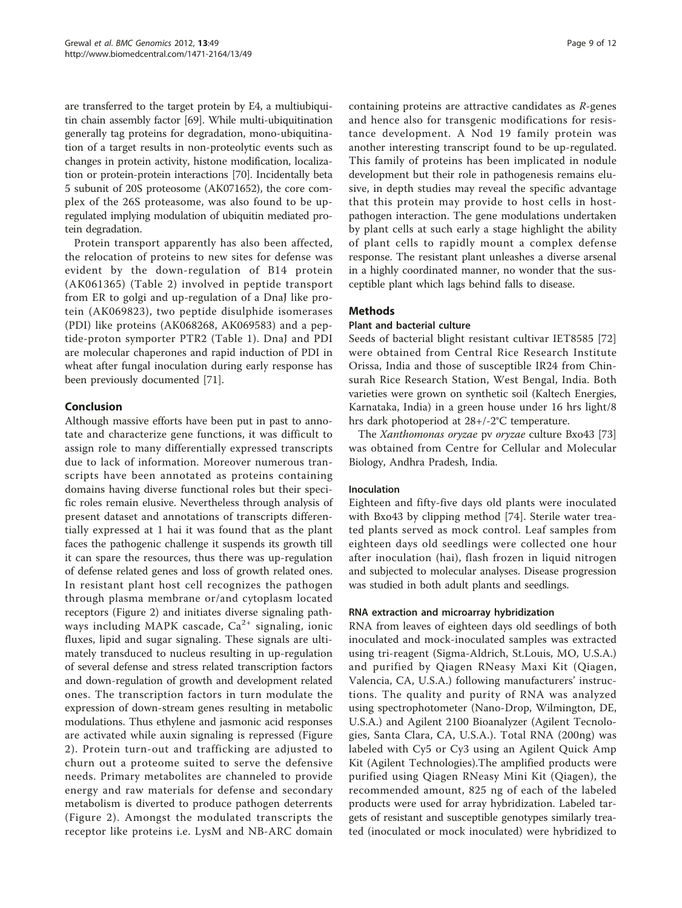are transferred to the target protein by E4, a multiubiquitin chain assembly factor [69]. While multi-ubiquitination generally tag proteins for degradation, mono-ubiquitination of a target results in non-proteolytic events such as changes in protein activity, histone modification, localization or protein-protein interactions [70]. Incidentally beta 5 subunit of 20S proteosome (AK071652), the core complex of the 26S proteasome, was also found to be up-regulated implying modulation of ubiquitin mediated protein degradation.

Protein transport apparently has also been affected, the relocation of proteins to new sites for defense was evident by the down-regulation of B14 protein (AK061365) (Table 2) involved in peptide transport from ER to golgi and up-regulation of a DnaJ like protein (AK069823), two peptide disulphide isomerases (PDI) like proteins (AK068268, AK069583) and a peptide-proton symporter PTR2 (Table 1). DnaJ and PDI are molecular chaperones and rapid induction of PDI in wheat after fungal inoculation during early response has been previously documented [71].

## Conclusion

Although massive efforts have been put in past to annotate and characterize gene functions, it was difficult to assign role to many differentially expressed transcripts due to lack of information. Moreover numerous transcripts have been annotated as proteins containing domains having diverse functional roles but their specific roles remain elusive. Nevertheless through analysis of present dataset and annotations of transcripts differentially expressed at 1 hai it was found that as the plant faces the pathogenic challenge it suspends its growth till it can spare the resources, thus there was up-regulation of defense related genes and loss of growth related ones. In resistant plant host cell recognizes the pathogen through plasma membrane or/and cytoplasm located receptors (Figure 2) and initiates diverse signaling pathways including MAPK cascade, $Ca^{2+}$ signaling, ionic fluxes, lipid and sugar signaling. These signals are ultimately transduced to nucleus resulting in up-regulation of several defense and stress related transcription factors and down-regulation of growth and development related ones. The transcription factors in turn modulate the expression of down-stream genes resulting in metabolic modulations. Thus ethylene and jasmonic acid responses are activated while auxin signaling is repressed (Figure 2). Protein turn-out and trafficking are adjusted to churn out a proteome suited to serve the defensive needs. Primary metabolites are channeled to provide energy and raw materials for defense and secondary metabolism is diverted to produce pathogen deterrents (Figure 2). Amongst the modulated transcripts the receptor like proteins i.e. LysM and NB-ARC domain containing proteins are attractive candidates as *R*-genes and hence also for transgenic modifications for resistance development. A Nod 19 family protein was another interesting transcript found to be up-regulated. This family of proteins has been implicated in nodule development but their role in pathogenesis remains elusive, in depth studies may reveal the specific advantage that this protein may provide to host cells in host-pathogen interaction. The gene modulations undertaken by plant cells at such early a stage highlight the ability of plant cells to rapidly mount a complex defense response. The resistant plant unleashes a diverse arsenal in a highly coordinated manner, no wonder that the susceptible plant which lags behind falls to disease.

## Methods

### Plant and bacterial culture

Seeds of bacterial blight resistant cultivar IET8585 [72] were obtained from Central Rice Research Institute Orissa, India and those of susceptible IR24 from Chinsurah Rice Research Station, West Bengal, India. Both varieties were grown on synthetic soil (Kaltech Energies, Karnataka, India) in a green house under 16 hrs light/8 hrs dark photoperiod at 28+/-2°C temperature.

The *Xanthomonas oryzae* pv *oryzae* culture Bxo43 [73] was obtained from Centre for Cellular and Molecular Biology, Andhra Pradesh, India.

### Inoculation

Eighteen and fifty-five days old plants were inoculated with Bxo43 by clipping method [74]. Sterile water treated plants served as mock control. Leaf samples from eighteen days old seedlings were collected one hour after inoculation (hai), flash frozen in liquid nitrogen and subjected to molecular analyses. Disease progression was studied in both adult plants and seedlings.

### RNA extraction and microarray hybridization

RNA from leaves of eighteen days old seedlings of both inoculated and mock-inoculated samples was extracted using tri-reagent (Sigma-Aldrich, St.Louis, MO, U.S.A.) and purified by Qiagen RNeasy Maxi Kit (Qiagen, Valencia, CA, U.S.A.) following manufacturers' instructions. The quality and purity of RNA was analyzed using spectrophotometer (Nano-Drop, Wilmington, DE, U.S.A.) and Agilent 2100 Bioanalyzer (Agilent Tecnologies, Santa Clara, CA, U.S.A.). Total RNA (200ng) was labeled with Cy5 or Cy3 using an Agilent Quick Amp Kit (Agilent Technologies).The amplified products were purified using Qiagen RNeasy Mini Kit (Qiagen), the recommended amount, 825 ng of each of the labeled products were used for array hybridization. Labeled targets of resistant and susceptible genotypes similarly treated (inoculated or mock inoculated) were hybridized to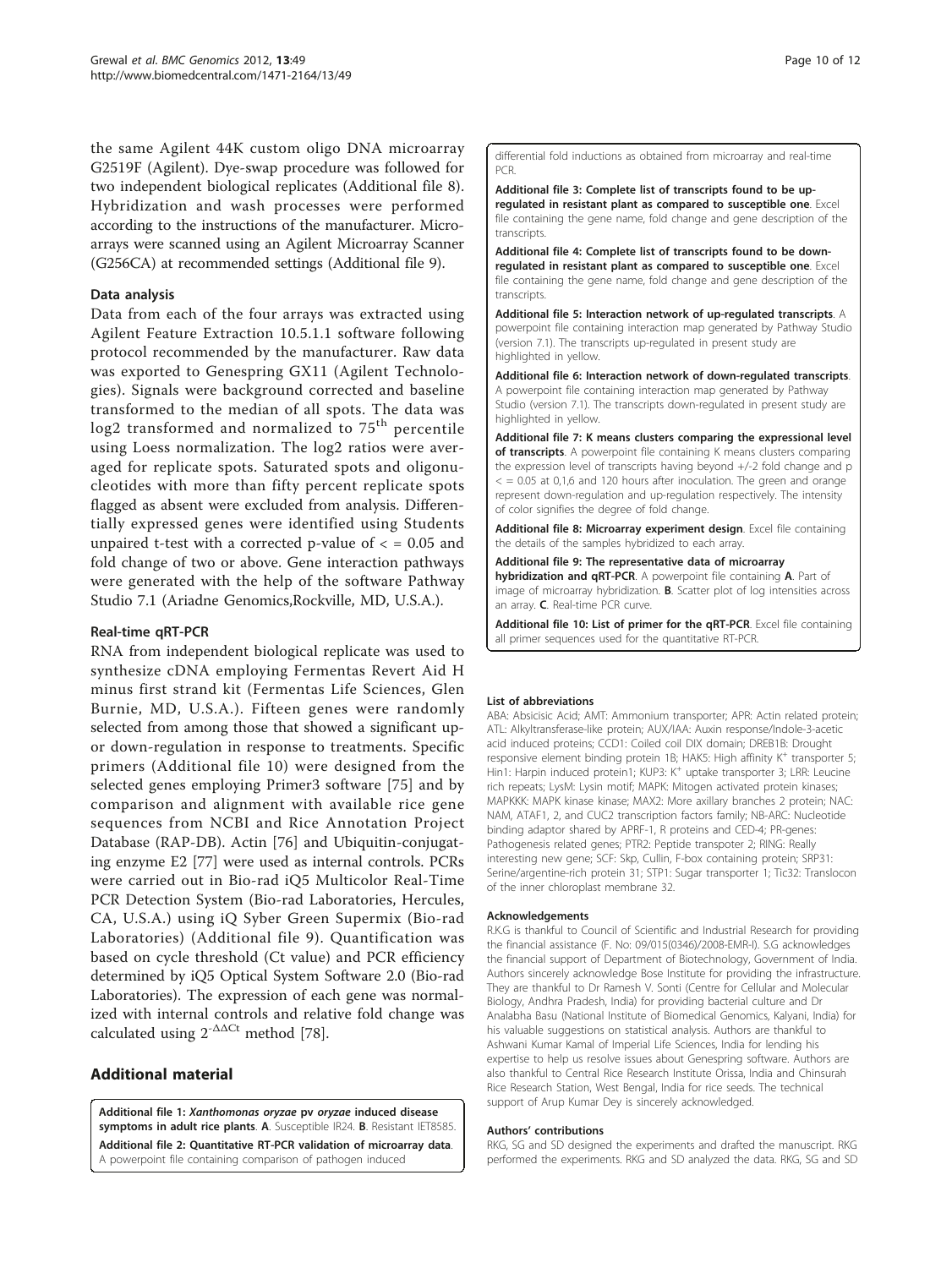the same Agilent 44K custom oligo DNA microarray G2519F (Agilent). Dye-swap procedure was followed for two independent biological replicates (Additional file 8). Hybridization and wash processes were performed according to the instructions of the manufacturer. Microarrays were scanned using an Agilent Microarray Scanner (G256CA) at recommended settings (Additional file 9).

### Data analysis

Data from each of the four arrays was extracted using Agilent Feature Extraction 10.5.1.1 software following protocol recommended by the manufacturer. Raw data was exported to Genespring GX11 (Agilent Technologies). Signals were background corrected and baseline transformed to the median of all spots. The data was log2 transformed and normalized to 75$^{th}$ percentile using Loess normalization. The log2 ratios were averaged for replicate spots. Saturated spots and oligonucleotides with more than fifty percent replicate spots flagged as absent were excluded from analysis. Differentially expressed genes were identified using Students unpaired t-test with a corrected p-value of < = 0.05 and fold change of two or above. Gene interaction pathways were generated with the help of the software Pathway Studio 7.1 (Ariadne Genomics,Rockville, MD, U.S.A.).

### Real-time qRT-PCR

RNA from independent biological replicate was used to synthesize cDNA employing Fermentas Revert Aid H minus first strand kit (Fermentas Life Sciences, Glen Burnie, MD, U.S.A.). Fifteen genes were randomly selected from among those that showed a significant up- or down-regulation in response to treatments. Specific primers (Additional file 10) were designed from the selected genes employing Primer3 software [75] and by comparison and alignment with available rice gene sequences from NCBI and Rice Annotation Project Database (RAP-DB). Actin [76] and Ubiquitin-conjugating enzyme E2 [77] were used as internal controls. PCRs were carried out in Bio-rad iQ5 Multicolor Real-Time PCR Detection System (Bio-rad Laboratories, Hercules, CA, U.S.A.) using iQ Syber Green Supermix (Bio-rad Laboratories) (Additional file 9). Quantification was based on cycle threshold (Ct value) and PCR efficiency determined by iQ5 Optical System Software 2.0 (Bio-rad Laboratories). The expression of each gene was normalized with internal controls and relative fold change was calculated using $2^{-\Delta\Delta Ct}$ method [78].

## Additional material

**Additional file 1: *Xanthomonas oryzae* pv *oryzae* induced disease symptoms in adult rice plants**. **A**. Susceptible IR24. **B**. Resistant IET8585.

**Additional file 2: Quantitative RT-PCR validation of microarray data**. A powerpoint file containing comparison of pathogen induced differential fold inductions as obtained from microarray and real-time PCR.

**Additional file 3: Complete list of transcripts found to be up-regulated in resistant plant as compared to susceptible one**. Excel file containing the gene name, fold change and gene description of the transcripts.

**Additional file 4: Complete list of transcripts found to be down-regulated in resistant plant as compared to susceptible one**. Excel file containing the gene name, fold change and gene description of the transcripts.

**Additional file 5: Interaction network of up-regulated transcripts**. A powerpoint file containing interaction map generated by Pathway Studio (version 7.1). The transcripts up-regulated in present study are highlighted in yellow.

**Additional file 6: Interaction network of down-regulated transcripts**. A powerpoint file containing interaction map generated by Pathway Studio (version 7.1). The transcripts down-regulated in present study are highlighted in yellow.

**Additional file 7: K means clusters comparing the expressional level of transcripts**. A powerpoint file containing K means clusters comparing the expression level of transcripts having beyond +/-2 fold change and p < = 0.05 at 0,1,6 and 120 hours after inoculation. The green and orange represent down-regulation and up-regulation respectively. The intensity of color signifies the degree of fold change.

**Additional file 8: Microarray experiment design**. Excel file containing the details of the samples hybridized to each array.

**Additional file 9: The representative data of microarray hybridization and qRT-PCR**. A powerpoint file containing **A**. Part of image of microarray hybridization. **B**. Scatter plot of log intensities across an array. **C**. Real-time PCR curve.

**Additional file 10: List of primer for the qRT-PCR**. Excel file containing all primer sequences used for the quantitative RT-PCR.

#### List of abbreviations

ABA: Absicisic Acid; AMT: Ammonium transporter; APR: Actin related protein; ATL: Alkyltransferase-like protein; AUX/IAA: Auxin response/Indole-3-acetic acid induced proteins; CCD1: Coiled coil DIX domain; DREB1B: Drought responsive element binding protein 1B; HAK5: High affinity K$^+$ transporter 5; Hin1: Harpin induced protein1; KUP3: K$^+$ uptake transporter 3; LRR: Leucine rich repeats; LysM: Lysin motif; MAPK: Mitogen activated protein kinases; MAPKKK: MAPK kinase kinase; MAX2: More axillary branches 2 protein; NAC: NAM, ATAF1, 2, and CUC2 transcription factors family; NB-ARC: Nucleotide binding adaptor shared by APRF-1, R proteins and CED-4; PR-genes: Pathogenesis related genes; PTR2: Peptide transpoter 2; RING: Really interesting new gene; SCF: Skp, Cullin, F-box containing protein; SRP31: Serine/argentine-rich protein 31; STP1: Sugar transporter 1; Tic32: Translocon of the inner chloroplast membrane 32.

#### Acknowledgements

R.K.G is thankful to Council of Scientific and Industrial Research for providing the financial assistance (F. No: 09/015(0346)/2008-EMR-I). S.G acknowledges the financial support of Department of Biotechnology, Government of India. Authors sincerely acknowledge Bose Institute for providing the infrastructure. They are thankful to Dr Ramesh V. Sonti (Centre for Cellular and Molecular Biology, Andhra Pradesh, India) for providing bacterial culture and Dr Analabha Basu (National Institute of Biomedical Genomics, Kalyani, India) for his valuable suggestions on statistical analysis. Authors are thankful to Ashwani Kumar Kamal of Imperial Life Sciences, India for lending his expertise to help us resolve issues about Genespring software. Authors are also thankful to Central Rice Research Institute Orissa, India and Chinsurah Rice Research Station, West Bengal, India for rice seeds. The technical support of Arup Kumar Dey is sincerely acknowledged.

#### Authors' contributions

RKG, SG and SD designed the experiments and drafted the manuscript. RKG performed the experiments. RKG and SD analyzed the data. RKG, SG and SD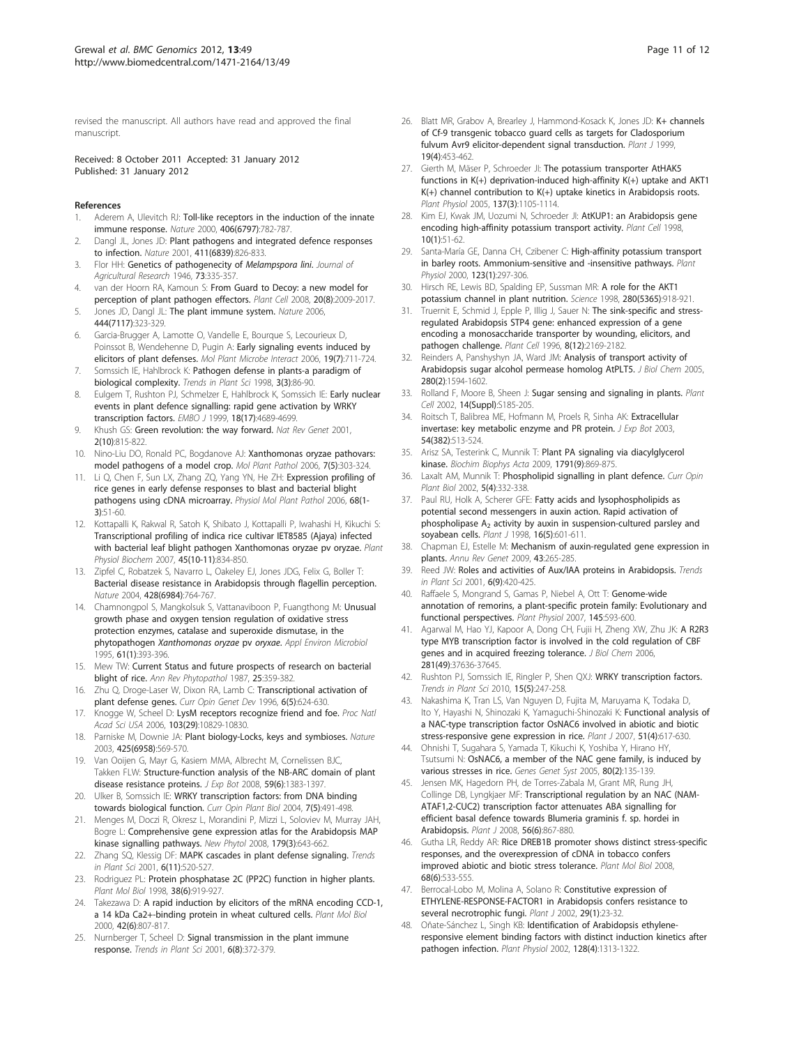revised the manuscript. All authors have read and approved the final manuscript.

Received: 8 October 2011 Accepted: 31 January 2012
Published: 31 January 2012

## References

1. Aderem A, Ulevitch RJ: Toll-like receptors in the induction of the innate immune response. *Nature* 2000, 406(6797):782-787.
2. Dangl JL, Jones JD: Plant pathogens and integrated defence responses to infection. *Nature* 2001, 411(6839):826-833.
3. Flor HH: Genetics of pathogenecity of *Melampspora lini*. *Journal of Agricultural Research* 1946, 73:335-357.
4. van der Hoorn RA, Kamoun S: From Guard to Decoy: a new model for perception of plant pathogen effectors. *Plant Cell* 2008, 20(8):2009-2017.
5. Jones JD, Dangl JL: The plant immune system. *Nature* 2006, 444(7117):323-329.
6. Garcia-Brugger A, Lamotte O, Vandelle E, Bourque S, Lecourieux D, Poinssot B, Wendehenne D, Pugin A: Early signaling events induced by elicitors of plant defenses. *Mol Plant Microbe Interact* 2006, 19(7):711-724.
7. Somssich IE, Hahlbrock K: Pathogen defense in plants-a paradigm of biological complexity. *Trends in Plant Sci* 1998, 3(3):86-90.
8. Eulgem T, Rushton PJ, Schmelzer E, Hahlbrock K, Somssich IE: Early nuclear events in plant defence signalling: rapid gene activation by WRKY transcription factors. *EMBO J* 1999, 18(17):4689-4699.
9. Khush GS: Green revolution: the way forward. *Nat Rev Genet* 2001, 2(10):815-822.
10. Nino-Liu DO, Ronald PC, Bogdanove AJ: Xanthomonas oryzae pathovars: model pathogens of a model crop. *Mol Plant Pathol* 2006, 7(5):303-324.
11. Li Q, Chen F, Sun LX, Zhang ZQ, Yang YN, He ZH: Expression profiling of rice genes in early defense responses to blast and bacterial blight pathogens using cDNA microarray. *Physiol Mol Plant Pathol* 2006, 68(1-3):51-60.
12. Kottapalli K, Rakwal R, Satoh K, Shibato J, Kottapalli P, Iwahashi H, Kikuchi S: Transcriptional profiling of indica rice cultivar IET8585 (Ajaya) infected with bacterial leaf blight pathogen Xanthomonas oryzae pv oryzae. *Plant Physiol Biochem* 2007, 45(10-11):834-850.
13. Zipfel C, Robatzek S, Navarro L, Oakeley EJ, Jones JDG, Felix G, Boller T: Bacterial disease resistance in Arabidopsis through flagellin perception. *Nature* 2004, 428(6984):764-767.
14. Chamnongpol S, Mangkolsuk S, Vattanaviboon P, Fuangthong M: Unusual growth phase and oxygen tension regulation of oxidative stress protection enzymes, catalase and superoxide dismutase, in the phytopathogen *Xanthomonas oryzae* pv *oryzae*. *Appl Environ Microbiol* 1995, 61(1):393-396.
15. Mew TW: Current Status and future prospects of research on bacterial blight of rice. *Ann Rev Phytopathol* 1987, 25:359-382.
16. Zhu Q, Droge-Laser W, Dixon RA, Lamb C: Transcriptional activation of plant defense genes. *Curr Opin Genet Dev* 1996, 6(5):624-630.
17. Knogge W, Scheel D: LysM receptors recognize friend and foe. *Proc Natl Acad Sci USA* 2006, 103(29):10829-10830.
18. Parniske M, Downie JA: Plant biology-Locks, keys and symbioses. *Nature* 2003, 425(6958):569-570.
19. Van Ooijen G, Mayr G, Kasiem MMA, Albrecht M, Cornelissen BJC, Takken FLW: Structure-function analysis of the NB-ARC domain of plant disease resistance proteins. *J Exp Bot* 2008, 59(6):1383-1397.
20. Ulker B, Somssich IE: WRKY transcription factors: from DNA binding towards biological function. *Curr Opin Plant Biol* 2004, 7(5):491-498.
21. Menges M, Doczi R, Okresz L, Morandini P, Mizzi L, Soloviev M, Murray JAH, Bogre L: Comprehensive gene expression atlas for the Arabidopsis MAP kinase signalling pathways. *New Phytol* 2008, 179(3):643-662.
22. Zhang SQ, Klessig DF: MAPK cascades in plant defense signaling. *Trends in Plant Sci* 2001, 6(11):520-527.
23. Rodriguez PL: Protein phosphatase 2C (PP2C) function in higher plants. *Plant Mol Biol* 1998, 38(6):919-927.
24. Takezawa D: A rapid induction by elicitors of the mRNA encoding CCD-1, a 14 kDa Ca2+-binding protein in wheat cultured cells. *Plant Mol Biol* 2000, 42(6):807-817.
25. Nurnberger T, Scheel D: Signal transmission in the plant immune response. *Trends in Plant Sci* 2001, 6(8):372-379.
26. Blatt MR, Grabov A, Brearley J, Hammond-Kosack K, Jones JD: K+ channels of Cf-9 transgenic tobacco guard cells as targets for Cladosporium fulvum Avr9 elicitor-dependent signal transduction. *Plant J* 1999, 19(4):453-462.
27. Gierth M, Mäser P, Schroeder JI: The potassium transporter AtHAK5 functions in K(+) deprivation-induced high-affinity K(+) uptake and AKT1 K(+) channel contribution to K(+) uptake kinetics in Arabidopsis roots. *Plant Physiol* 2005, 137(3):1105-1114.
28. Kim EJ, Kwak JM, Uozumi N, Schroeder JI: AtKUP1: an Arabidopsis gene encoding high-affinity potassium transport activity. *Plant Cell* 1998, 10(1):51-62.
29. Santa-María GE, Danna CH, Czibener C: High-affinity potassium transport in barley roots. Ammonium-sensitive and -insensitive pathways. *Plant Physiol* 2000, 123(1):297-306.
30. Hirsch RE, Lewis BD, Spalding EP, Sussman MR: A role for the AKT1 potassium channel in plant nutrition. *Science* 1998, 280(5365):918-921.
31. Truernit E, Schmid J, Epple P, Illig J, Sauer N: The sink-specific and stress-regulated Arabidopsis STP4 gene: enhanced expression of a gene encoding a monosaccharide transporter by wounding, elicitors, and pathogen challenge. *Plant Cell* 1996, 8(12):2169-2182.
32. Reinders A, Panshyshyn JA, Ward JM: Analysis of transport activity of Arabidopsis sugar alcohol permease homolog AtPLT5. *J Biol Chem* 2005, 280(2):1594-1602.
33. Rolland F, Moore B, Sheen J: Sugar sensing and signaling in plants. *Plant Cell* 2002, 14(Suppl):S185-205.
34. Roitsch T, Balibrea ME, Hofmann M, Proels R, Sinha AK: Extracellular invertase: key metabolic enzyme and PR protein. *J Exp Bot* 2003, 54(382):513-524.
35. Arisz SA, Testerink C, Munnik T: Plant PA signaling via diacylglycerol kinase. *Biochim Biophys Acta* 2009, 1791(9):869-875.
36. Laxalt AM, Munnik T: Phospholipid signalling in plant defence. *Curr Opin Plant Biol* 2002, 5(4):332-338.
37. Paul RU, Holk A, Scherer GFE: Fatty acids and lysophospholipids as potential second messengers in auxin action. Rapid activation of phospholipase $A_2$ activity by auxin in suspension-cultured parsley and soyabean cells. *Plant J* 1998, 16(5):601-611.
38. Chapman EJ, Estelle M: Mechanism of auxin-regulated gene expression in plants. *Annu Rev Genet* 2009, 43:265-285.
39. Reed JW: Roles and activities of Aux/IAA proteins in Arabidopsis. *Trends in Plant Sci* 2001, 6(9):420-425.
40. Raffaele S, Mongrand S, Gamas P, Niebel A, Ott T: Genome-wide annotation of remorins, a plant-specific protein family: Evolutionary and functional perspectives. *Plant Physiol* 2007, 145:593-600.
41. Agarwal M, Hao YJ, Kapoor A, Dong CH, Fujii H, Zheng XW, Zhu JK: A R2R3 type MYB transcription factor is involved in the cold regulation of CBF genes and in acquired freezing tolerance. *J Biol Chem* 2006, 281(49):37636-37645.
42. Rushton PJ, Somssich IE, Ringler P, Shen QXJ: WRKY transcription factors. *Trends in Plant Sci* 2010, 15(5):247-258.
43. Nakashima K, Tran LS, Van Nguyen D, Fujita M, Maruyama K, Todaka D, Ito Y, Hayashi N, Shinozaki K, Yamaguchi-Shinozaki K: Functional analysis of a NAC-type transcription factor OsNAC6 involved in abiotic and biotic stress-responsive gene expression in rice. *Plant J* 2007, 51(4):617-630.
44. Ohnishi T, Sugahara S, Yamada T, Kikuchi K, Yoshiba Y, Hirano HY, Tsutsumi N: OsNAC6, a member of the NAC gene family, is induced by various stresses in rice. *Genes Genet Syst* 2005, 80(2):135-139.
45. Jensen MK, Hagedorn PH, de Torres-Zabala M, Grant MR, Rung JH, Collinge DB, Lyngkjaer MF: Transcriptional regulation by an NAC (NAM-ATAF1,2-CUC2) transcription factor attenuates ABA signalling for efficient basal defence towards Blumeria graminis f. sp. hordei in Arabidopsis. *Plant J* 2008, 56(6):867-880.
46. Gutha LR, Reddy AR: Rice DREB1B promoter shows distinct stress-specific responses, and the overexpression of cDNA in tobacco confers improved abiotic and biotic stress tolerance. *Plant Mol Biol* 2008, 68(6):533-555.
47. Berrocal-Lobo M, Molina A, Solano R: Constitutive expression of ETHYLENE-RESPONSE-FACTOR1 in Arabidopsis confers resistance to several necrotrophic fungi. *Plant J* 2002, 29(1):23-32.
48. Oñate-Sánchez L, Singh KB: Identification of Arabidopsis ethylene-responsive element binding factors with distinct induction kinetics after pathogen infection. *Plant Physiol* 2002, 128(4):1313-1322.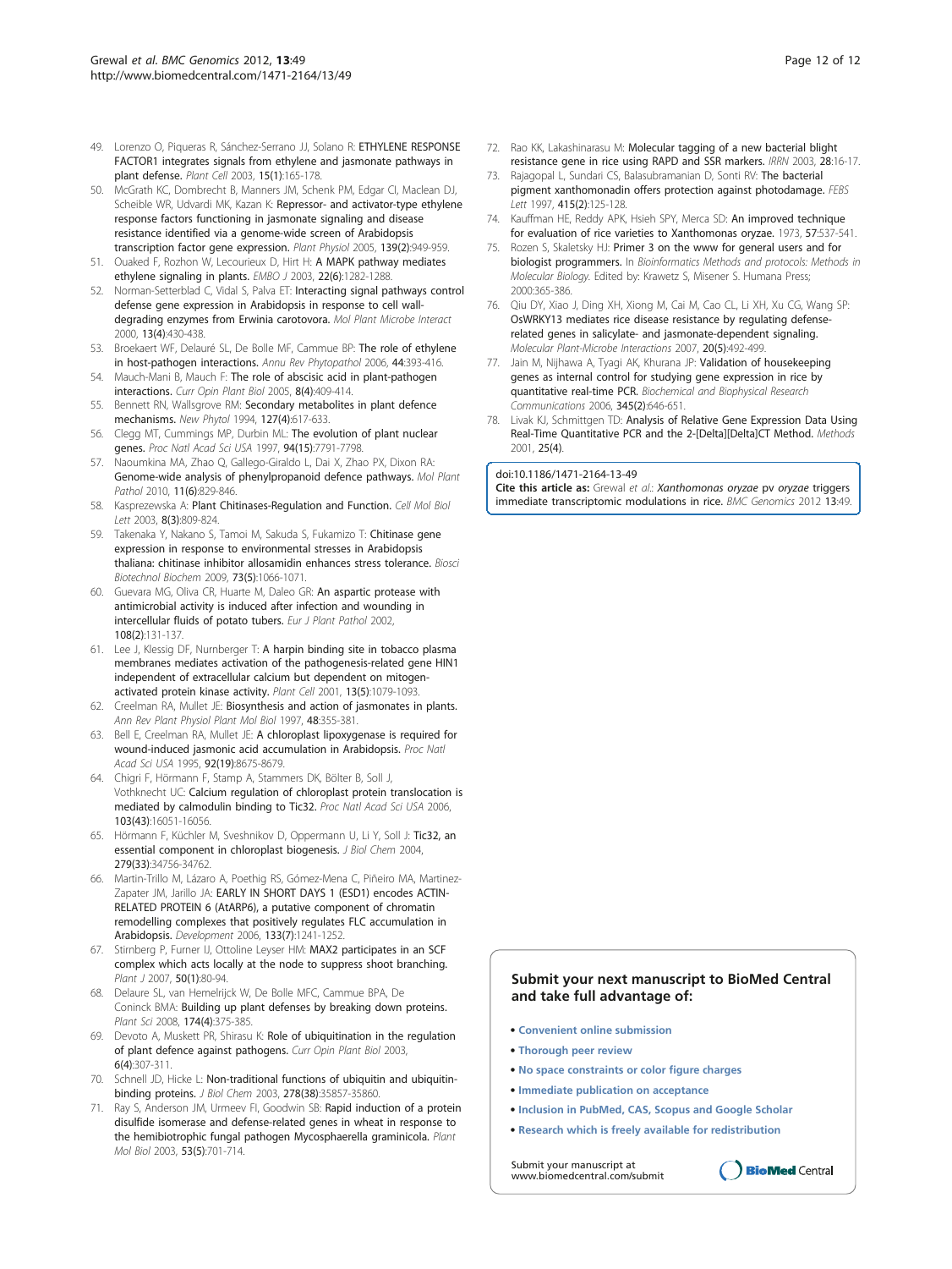49. Lorenzo O, Piqueras R, Sánchez-Serrano JJ, Solano R: **ETHYLENE RESPONSE FACTOR1 integrates signals from ethylene and jasmonate pathways in plant defense.** *Plant Cell* 2003, **15(1)**:165-178.
50. McGrath KC, Dombrecht B, Manners JM, Schenk PM, Edgar CI, Maclean DJ, Scheible WR, Udvardi MK, Kazan K: **Repressor- and activator-type ethylene response factors functioning in jasmonate signaling and disease resistance identified via a genome-wide screen of Arabidopsis transcription factor gene expression.** *Plant Physiol* 2005, **139(2)**:949-959.
51. Ouaked F, Rozhon W, Lecourieux D, Hirt H: **A MAPK pathway mediates ethylene signaling in plants.** *EMBO J* 2003, **22(6)**:1282-1288.
52. Norman-Setterblad C, Vidal S, Palva ET: **Interacting signal pathways control defense gene expression in Arabidopsis in response to cell wall-degrading enzymes from Erwinia carotovora.** *Mol Plant Microbe Interact* 2000, **13(4)**:430-438.
53. Broekaert WF, Delauré SL, De Bolle MF, Cammue BP: **The role of ethylene in host-pathogen interactions.** *Annu Rev Phytopathol* 2006, **44**:393-416.
54. Mauch-Mani B, Mauch F: **The role of abscisic acid in plant-pathogen interactions.** *Curr Opin Plant Biol* 2005, **8(4)**:409-414.
55. Bennett RN, Wallsgrove RM: **Secondary metabolites in plant defence mechanisms.** *New Phytol* 1994, **127(4)**:617-633.
56. Clegg MT, Cummings MP, Durbin ML: **The evolution of plant nuclear genes.** *Proc Natl Acad Sci USA* 1997, **94(15)**:7791-7798.
57. Naoumkina MA, Zhao Q, Gallego-Giraldo L, Dai X, Zhao PX, Dixon RA: **Genome-wide analysis of phenylpropanoid defence pathways.** *Mol Plant Pathol* 2010, **11(6)**:829-846.
58. Kasprezewska A: **Plant Chitinases-Regulation and Function.** *Cell Mol Biol Lett* 2003, **8(3)**:809-824.
59. Takenaka Y, Nakano S, Tamoi M, Sakuda S, Fukamizo T: **Chitinase gene expression in response to environmental stresses in Arabidopsis thaliana: chitinase inhibitor allosamidin enhances stress tolerance.** *Biosci Biotechnol Biochem* 2009, **73(5)**:1066-1071.
60. Guevara MG, Oliva CR, Huarte M, Daleo GR: **An aspartic protease with antimicrobial activity is induced after infection and wounding in intercellular fluids of potato tubers.** *Eur J Plant Pathol* 2002, **108(2)**:131-137.
61. Lee J, Klessig DF, Nurnberger T: **A harpin binding site in tobacco plasma membranes mediates activation of the pathogenesis-related gene HIN1 independent of extracellular calcium but dependent on mitogen-activated protein kinase activity.** *Plant Cell* 2001, **13(5)**:1079-1093.
62. Creelman RA, Mullet JE: **Biosynthesis and action of jasmonates in plants.** *Ann Rev Plant Physiol Plant Mol Biol* 1997, **48**:355-381.
63. Bell E, Creelman RA, Mullet JE: **A chloroplast lipoxygenase is required for wound-induced jasmonic acid accumulation in Arabidopsis.** *Proc Natl Acad Sci USA* 1995, **92(19)**:8675-8679.
64. Chigri F, Hörmann F, Stamp A, Stammers DK, Bölter B, Soll J, Vothknecht UC: **Calcium regulation of chloroplast protein translocation is mediated by calmodulin binding to Tic32.** *Proc Natl Acad Sci USA* 2006, **103(43)**:16051-16056.
65. Hörmann F, Küchler M, Sveshnikov D, Oppermann U, Li Y, Soll J: **Tic32, an essential component in chloroplast biogenesis.** *J Biol Chem* 2004, **279(33)**:34756-34762.
66. Martin-Trillo M, Lázaro A, Poethig RS, Gómez-Mena C, Piñeiro MA, Martinez-Zapater JM, Jarillo JA: **EARLY IN SHORT DAYS 1 (ESD1) encodes ACTIN-RELATED PROTEIN 6 (AtARP6), a putative component of chromatin remodelling complexes that positively regulates FLC accumulation in Arabidopsis.** *Development* 2006, **133(7)**:1241-1252.
67. Stirnberg P, Furner IJ, Ottoline Leyser HM: **MAX2 participates in an SCF complex which acts locally at the node to suppress shoot branching.** *Plant J* 2007, **50(1)**:80-94.
68. Delaure SL, van Hemelrijck W, De Bolle MFC, Cammue BPA, De Coninck BMA: **Building up plant defenses by breaking down proteins.** *Plant Sci* 2008, **174(4)**:375-385.
69. Devoto A, Muskett PR, Shirasu K: **Role of ubiquitination in the regulation of plant defence against pathogens.** *Curr Opin Plant Biol* 2003, **6(4)**:307-311.
70. Schnell JD, Hicke L: **Non-traditional functions of ubiquitin and ubiquitin-binding proteins.** *J Biol Chem* 2003, **278(38)**:35857-35860.
71. Ray S, Anderson JM, Urmeev FI, Goodwin SB: **Rapid induction of a protein disulfide isomerase and defense-related genes in wheat in response to the hemibiotrophic fungal pathogen Mycosphaerella graminicola.** *Plant Mol Biol* 2003, **53(5)**:701-714.
72. Rao KK, Lakashinarasu M: **Molecular tagging of a new bacterial blight resistance gene in rice using RAPD and SSR markers.** *IRRN* 2003, **28**:16-17.
73. Rajagopal L, Sundari CS, Balasubramanian D, Sonti RV: **The bacterial pigment xanthomonadin offers protection against photodamage.** *FEBS Lett* 1997, **415(2)**:125-128.
74. Kauffman HE, Reddy APK, Hsieh SPY, Merca SD: **An improved technique for evaluation of rice varieties to Xanthomonas oryzae.** 1973, **57**:537-541.
75. Rozen S, Skaletsky HJ: **Primer 3 on the www for general users and for biologist programmers.** In *Bioinformatics Methods and protocols: Methods in Molecular Biology.* Edited by: Krawetz S, Misener S. Humana Press; 2000:365-386.
76. Qiu DY, Xiao J, Ding XH, Xiong M, Cai M, Cao CL, Li XH, Xu CG, Wang SP: **OsWRKY13 mediates rice disease resistance by regulating defense-related genes in salicylate- and jasmonate-dependent signaling.** *Molecular Plant-Microbe Interactions* 2007, **20(5)**:492-499.
77. Jain M, Nijhawa A, Tyagi AK, Khurana JP: **Validation of housekeeping genes as internal control for studying gene expression in rice by quantitative real-time PCR.** *Biochemical and Biophysical Research Communications* 2006, **345(2)**:646-651.
78. Livak KJ, Schmittgen TD: **Analysis of Relative Gene Expression Data Using Real-Time Quantitative PCR and the 2-[Delta][Delta]CT Method.** *Methods* 2001, **25(4)**.

doi:10.1186/1471-2164-13-49

**Cite this article as:** Grewal *et al.*: *Xanthomonas oryzae* pv *oryzae* triggers immediate transcriptomic modulations in rice. *BMC Genomics* 2012 **13**:49.

**Submit your next manuscript to BioMed Central and take full advantage of:**

- Convenient online submission
- Thorough peer review
- No space constraints or color figure charges
- Immediate publication on acceptance
- Inclusion in PubMed, CAS, Scopus and Google Scholar
- Research which is freely available for redistribution

Submit your manuscript at www.biomedcentral.com/submit

BioMed Central